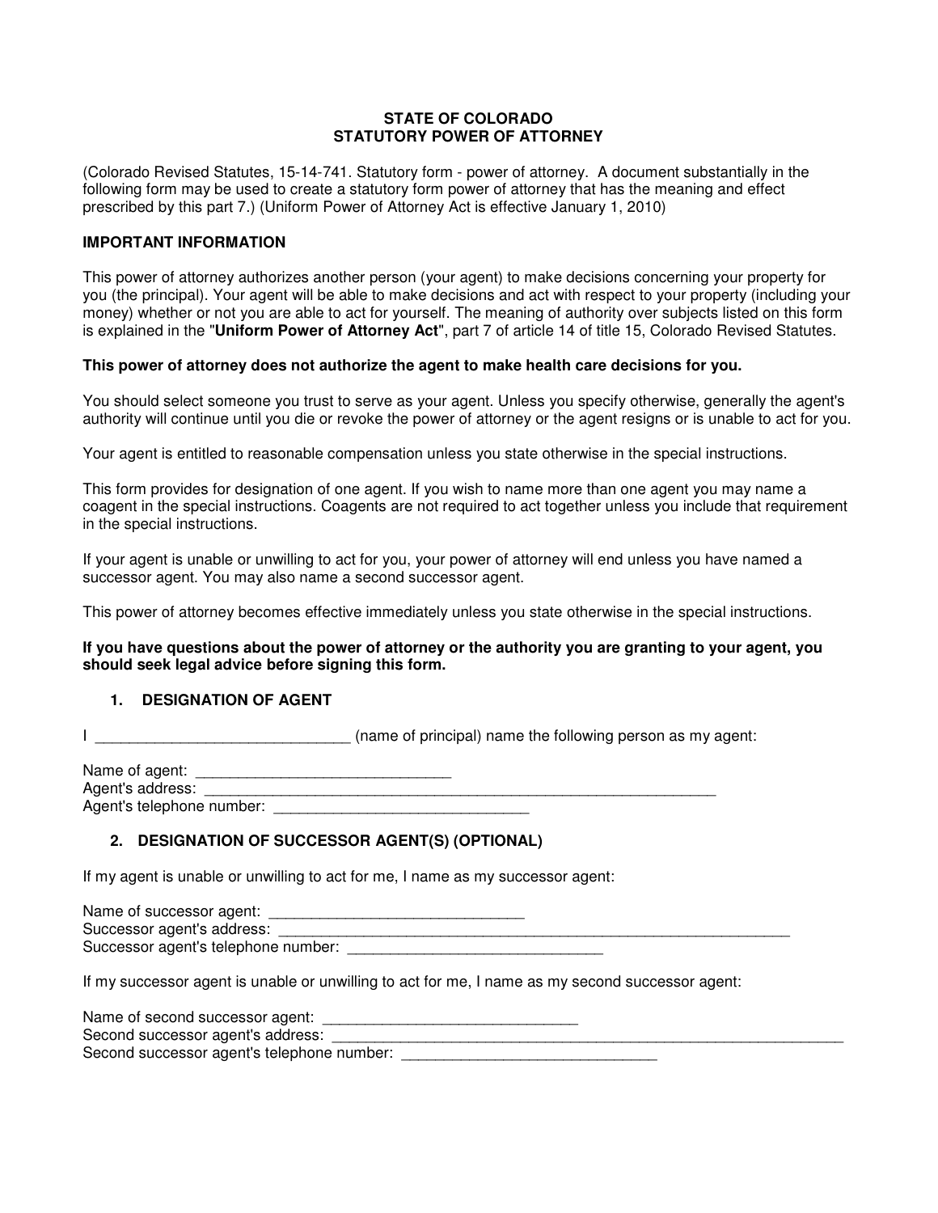# STATE OF COLORADO
# STATUTORY POWER OF ATTORNEY

(Colorado Revised Statutes, 15-14-741. Statutory form - power of attorney. A document substantially in the following form may be used to create a statutory form power of attorney that has the meaning and effect prescribed by this part 7.) (Uniform Power of Attorney Act is effective January 1, 2010)

## IMPORTANT INFORMATION

This power of attorney authorizes another person (your agent) to make decisions concerning your property for you (the principal). Your agent will be able to make decisions and act with respect to your property (including your money) whether or not you are able to act for yourself. The meaning of authority over subjects listed on this form is explained in the "**Uniform Power of Attorney Act**", part 7 of article 14 of title 15, Colorado Revised Statutes.

**This power of attorney does not authorize the agent to make health care decisions for you.**

You should select someone you trust to serve as your agent. Unless you specify otherwise, generally the agent's authority will continue until you die or revoke the power of attorney or the agent resigns or is unable to act for you.

Your agent is entitled to reasonable compensation unless you state otherwise in the special instructions.

This form provides for designation of one agent. If you wish to name more than one agent you may name a coagent in the special instructions. Coagents are not required to act together unless you include that requirement in the special instructions.

If your agent is unable or unwilling to act for you, your power of attorney will end unless you have named a successor agent. You may also name a second successor agent.

This power of attorney becomes effective immediately unless you state otherwise in the special instructions.

**If you have questions about the power of attorney or the authority you are granting to your agent, you should seek legal advice before signing this form.**

## 1. DESIGNATION OF AGENT

I ______________________________ (name of principal) name the following person as my agent:

Name of agent: ______________________________
Agent's address: ______________________________________________________________
Agent's telephone number: ______________________________

## 2. DESIGNATION OF SUCCESSOR AGENT(S) (OPTIONAL)

If my agent is unable or unwilling to act for me, I name as my successor agent:

Name of successor agent: ______________________________
Successor agent's address: ______________________________________________________________
Successor agent's telephone number: ______________________________

If my successor agent is unable or unwilling to act for me, I name as my second successor agent:

Name of second successor agent: ______________________________
Second successor agent's address: ______________________________________________________________
Second successor agent's telephone number: ______________________________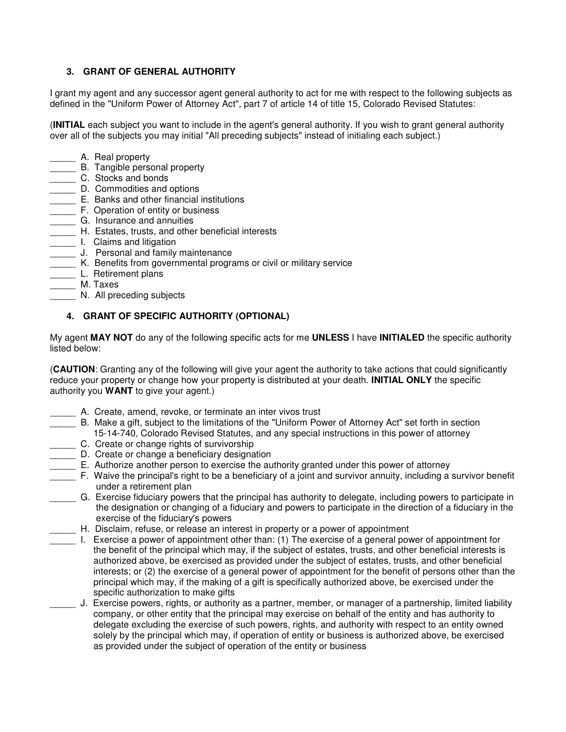### 3. GRANT OF GENERAL AUTHORITY

I grant my agent and any successor agent general authority to act for me with respect to the following subjects as defined in the "Uniform Power of Attorney Act", part 7 of article 14 of title 15, Colorado Revised Statutes:

(**INITIAL** each subject you want to include in the agent's general authority. If you wish to grant general authority over all of the subjects you may initial "All preceding subjects" instead of initialing each subject.)

_____ A. Real property
_____ B. Tangible personal property
_____ C. Stocks and bonds
_____ D. Commodities and options
_____ E. Banks and other financial institutions
_____ F. Operation of entity or business
_____ G. Insurance and annuities
_____ H. Estates, trusts, and other beneficial interests
_____ I. Claims and litigation
_____ J. Personal and family maintenance
_____ K. Benefits from governmental programs or civil or military service
_____ L. Retirement plans
_____ M. Taxes
_____ N. All preceding subjects

### 4. GRANT OF SPECIFIC AUTHORITY (OPTIONAL)

My agent **MAY NOT** do any of the following specific acts for me **UNLESS** I have **INITIALED** the specific authority listed below:

(**CAUTION**: Granting any of the following will give your agent the authority to take actions that could significantly reduce your property or change how your property is distributed at your death. **INITIAL ONLY** the specific authority you **WANT** to give your agent.)

_____ A. Create, amend, revoke, or terminate an inter vivos trust
_____ B. Make a gift, subject to the limitations of the "Uniform Power of Attorney Act" set forth in section 15-14-740, Colorado Revised Statutes, and any special instructions in this power of attorney
_____ C. Create or change rights of survivorship
_____ D. Create or change a beneficiary designation
_____ E. Authorize another person to exercise the authority granted under this power of attorney
_____ F. Waive the principal's right to be a beneficiary of a joint and survivor annuity, including a survivor benefit under a retirement plan
_____ G. Exercise fiduciary powers that the principal has authority to delegate, including powers to participate in the designation or changing of a fiduciary and powers to participate in the direction of a fiduciary in the exercise of the fiduciary's powers
_____ H. Disclaim, refuse, or release an interest in property or a power of appointment
_____ I. Exercise a power of appointment other than: (1) The exercise of a general power of appointment for the benefit of the principal which may, if the subject of estates, trusts, and other beneficial interests is authorized above, be exercised as provided under the subject of estates, trusts, and other beneficial interests; or (2) the exercise of a general power of appointment for the benefit of persons other than the principal which may, if the making of a gift is specifically authorized above, be exercised under the specific authorization to make gifts
_____ J. Exercise powers, rights, or authority as a partner, member, or manager of a partnership, limited liability company, or other entity that the principal may exercise on behalf of the entity and has authority to delegate excluding the exercise of such powers, rights, and authority with respect to an entity owned solely by the principal which may, if operation of entity or business is authorized above, be exercised as provided under the subject of operation of the entity or business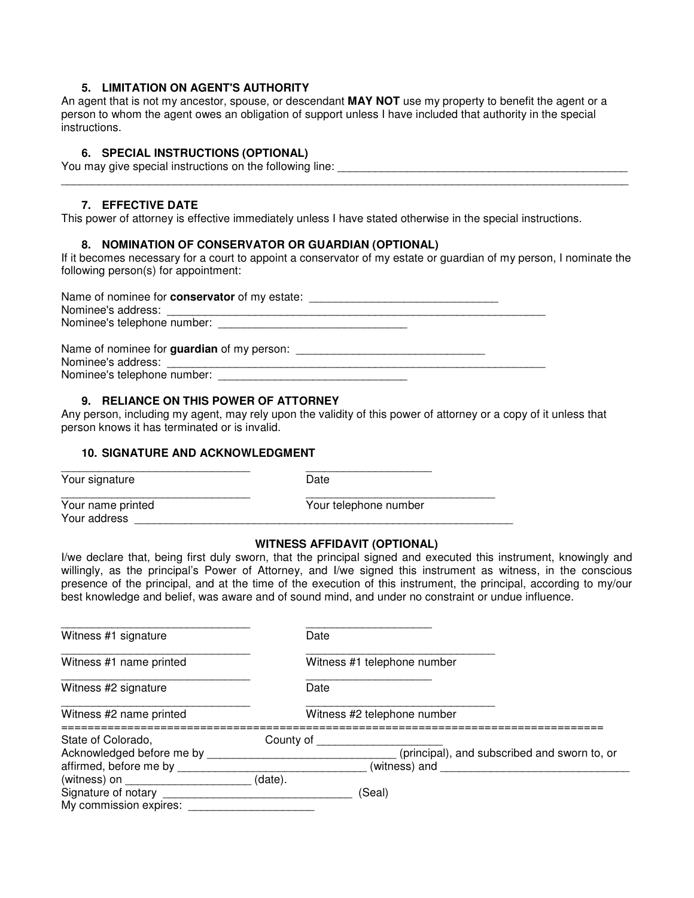### 5. LIMITATION ON AGENT'S AUTHORITY

An agent that is not my ancestor, spouse, or descendant **MAY NOT** use my property to benefit the agent or a person to whom the agent owes an obligation of support unless I have included that authority in the special instructions.

### 6. SPECIAL INSTRUCTIONS (OPTIONAL)

You may give special instructions on the following line: ________________________________________________
_____________________________________________________________________________________________

### 7. EFFECTIVE DATE

This power of attorney is effective immediately unless I have stated otherwise in the special instructions.

### 8. NOMINATION OF CONSERVATOR OR GUARDIAN (OPTIONAL)

If it becomes necessary for a court to appoint a conservator of my estate or guardian of my person, I nominate the following person(s) for appointment:

Name of nominee for **conservator** of my estate: ______________________________
Nominee's address: _________________________________________________________________
Nominee's telephone number: ______________________________

Name of nominee for **guardian** of my person: ______________________________
Nominee's address: _________________________________________________________________
Nominee's telephone number: ______________________________

### 9. RELIANCE ON THIS POWER OF ATTORNEY

Any person, including my agent, may rely upon the validity of this power of attorney or a copy of it unless that person knows it has terminated or is invalid.

### 10. SIGNATURE AND ACKNOWLEDGMENT

______________________________ ____________________
Your signature Date

______________________________ ______________________________
Your name printed Your telephone number
Your address ____________________________________________________________

**WITNESS AFFIDAVIT (OPTIONAL)**

I/we declare that, being first duly sworn, that the principal signed and executed this instrument, knowingly and willingly, as the principal's Power of Attorney, and I/we signed this instrument as witness, in the conscious presence of the principal, and at the time of the execution of this instrument, the principal, according to my/our best knowledge and belief, was aware and of sound mind, and under no constraint or undue influence.

______________________________ ____________________
Witness #1 signature Date

______________________________ ______________________________
Witness #1 name printed Witness #1 telephone number

______________________________ ____________________
Witness #2 signature Date

______________________________ ______________________________
Witness #2 name printed Witness #2 telephone number

==============================================================================

State of Colorado, County of ____________________
Acknowledged before me by ______________________________ (principal), and subscribed and sworn to, or affirmed, before me by ______________________________ (witness) and ______________________________ (witness) on ____________________ (date).
Signature of notary ______________________________ (Seal)
My commission expires: ____________________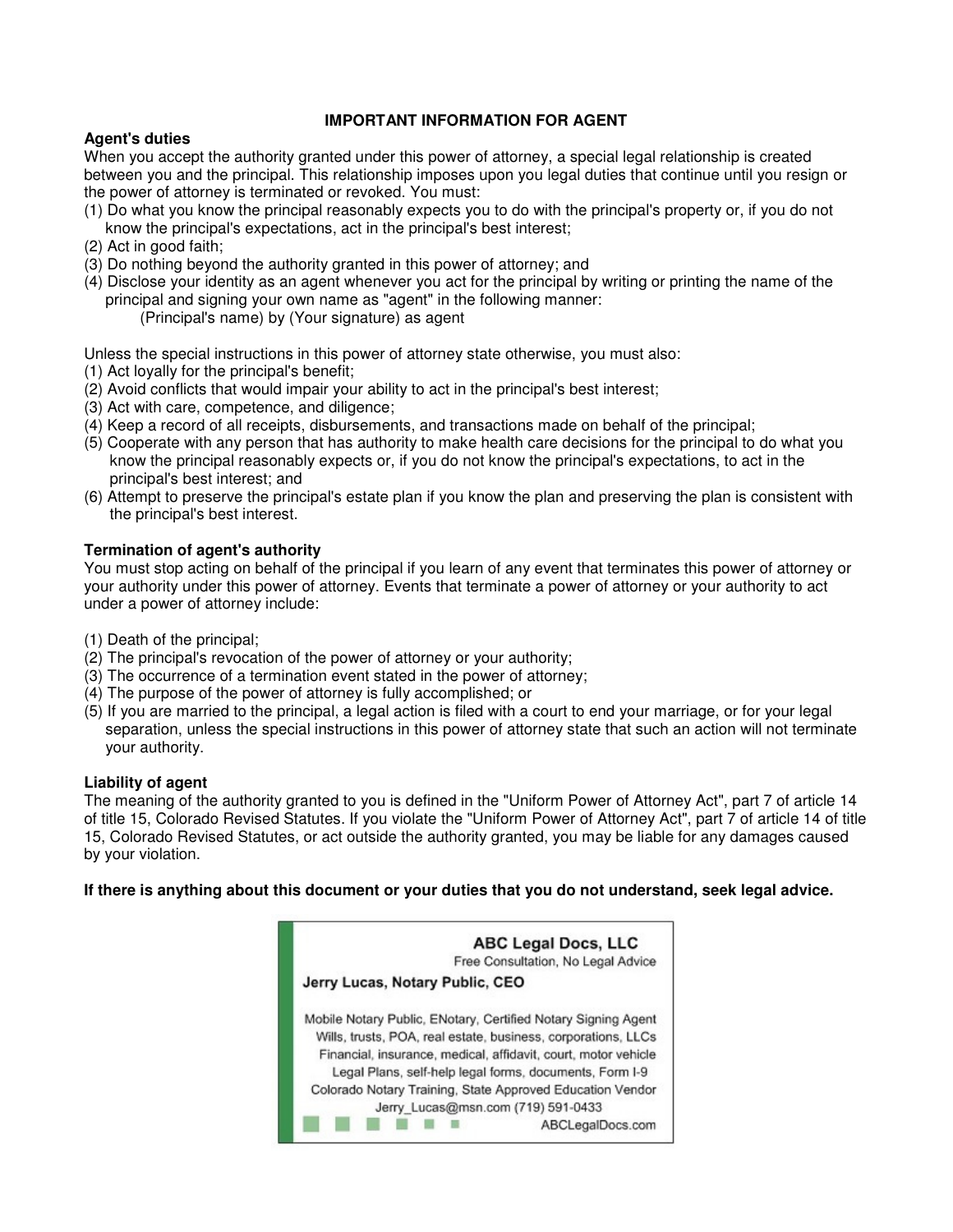## IMPORTANT INFORMATION FOR AGENT

**Agent's duties**

When you accept the authority granted under this power of attorney, a special legal relationship is created between you and the principal. This relationship imposes upon you legal duties that continue until you resign or the power of attorney is terminated or revoked. You must:

(1) Do what you know the principal reasonably expects you to do with the principal's property or, if you do not know the principal's expectations, act in the principal's best interest;
(2) Act in good faith;
(3) Do nothing beyond the authority granted in this power of attorney; and
(4) Disclose your identity as an agent whenever you act for the principal by writing or printing the name of the principal and signing your own name as "agent" in the following manner:
(Principal's name) by (Your signature) as agent

Unless the special instructions in this power of attorney state otherwise, you must also:

(1) Act loyally for the principal's benefit;
(2) Avoid conflicts that would impair your ability to act in the principal's best interest;
(3) Act with care, competence, and diligence;
(4) Keep a record of all receipts, disbursements, and transactions made on behalf of the principal;
(5) Cooperate with any person that has authority to make health care decisions for the principal to do what you know the principal reasonably expects or, if you do not know the principal's expectations, to act in the principal's best interest; and
(6) Attempt to preserve the principal's estate plan if you know the plan and preserving the plan is consistent with the principal's best interest.

**Termination of agent's authority**

You must stop acting on behalf of the principal if you learn of any event that terminates this power of attorney or your authority under this power of attorney. Events that terminate a power of attorney or your authority to act under a power of attorney include:

(1) Death of the principal;
(2) The principal's revocation of the power of attorney or your authority;
(3) The occurrence of a termination event stated in the power of attorney;
(4) The purpose of the power of attorney is fully accomplished; or
(5) If you are married to the principal, a legal action is filed with a court to end your marriage, or for your legal separation, unless the special instructions in this power of attorney state that such an action will not terminate your authority.

**Liability of agent**

The meaning of the authority granted to you is defined in the "Uniform Power of Attorney Act", part 7 of article 14 of title 15, Colorado Revised Statutes. If you violate the "Uniform Power of Attorney Act", part 7 of article 14 of title 15, Colorado Revised Statutes, or act outside the authority granted, you may be liable for any damages caused by your violation.

**If there is anything about this document or your duties that you do not understand, seek legal advice.**

**ABC Legal Docs, LLC**
Free Consultation, No Legal Advice
**Jerry Lucas, Notary Public, CEO**

Mobile Notary Public, ENotary, Certified Notary Signing Agent
Wills, trusts, POA, real estate, business, corporations, LLCs
Financial, insurance, medical, affidavit, court, motor vehicle
Legal Plans, self-help legal forms, documents, Form I-9
Colorado Notary Training, State Approved Education Vendor
Jerry_Lucas@msn.com (719) 591-0433
ABCLegalDocs.com